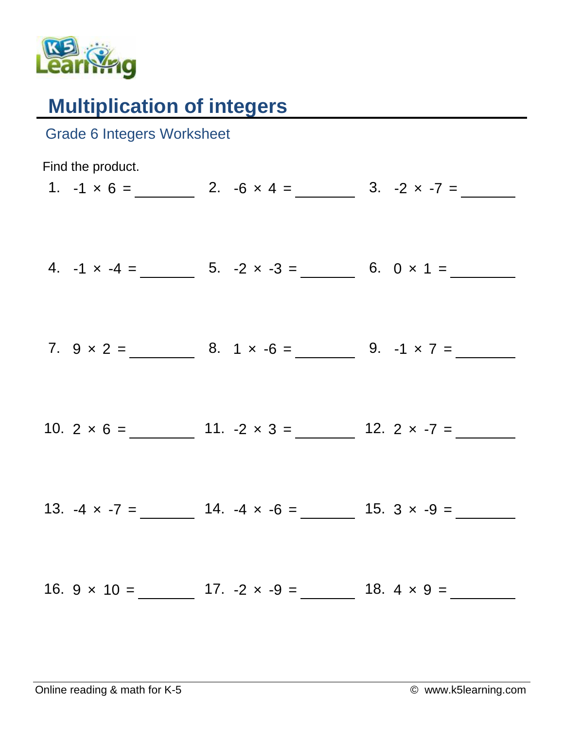# Multiplication of integers

## Grade 6 Integers Worksheet

Find the product.

1. $-1 \times 6 =$ ________
2. $-6 \times 4 =$ ________
3. $-2 \times -7 =$ ________
4. $-1 \times -4 =$ ________
5. $-2 \times -3 =$ ________
6. $0 \times 1 =$ ________
7. $9 \times 2 =$ ________
8. $1 \times -6 =$ ________
9. $-1 \times 7 =$ ________
10. $2 \times 6 =$ ________
11. $-2 \times 3 =$ ________
12. $2 \times -7 =$ ________
13. $-4 \times -7 =$ ________
14. $-4 \times -6 =$ ________
15. $3 \times -9 =$ ________
16. $9 \times 10 =$ ________
17. $-2 \times -9 =$ ________
18. $4 \times 9 =$ ________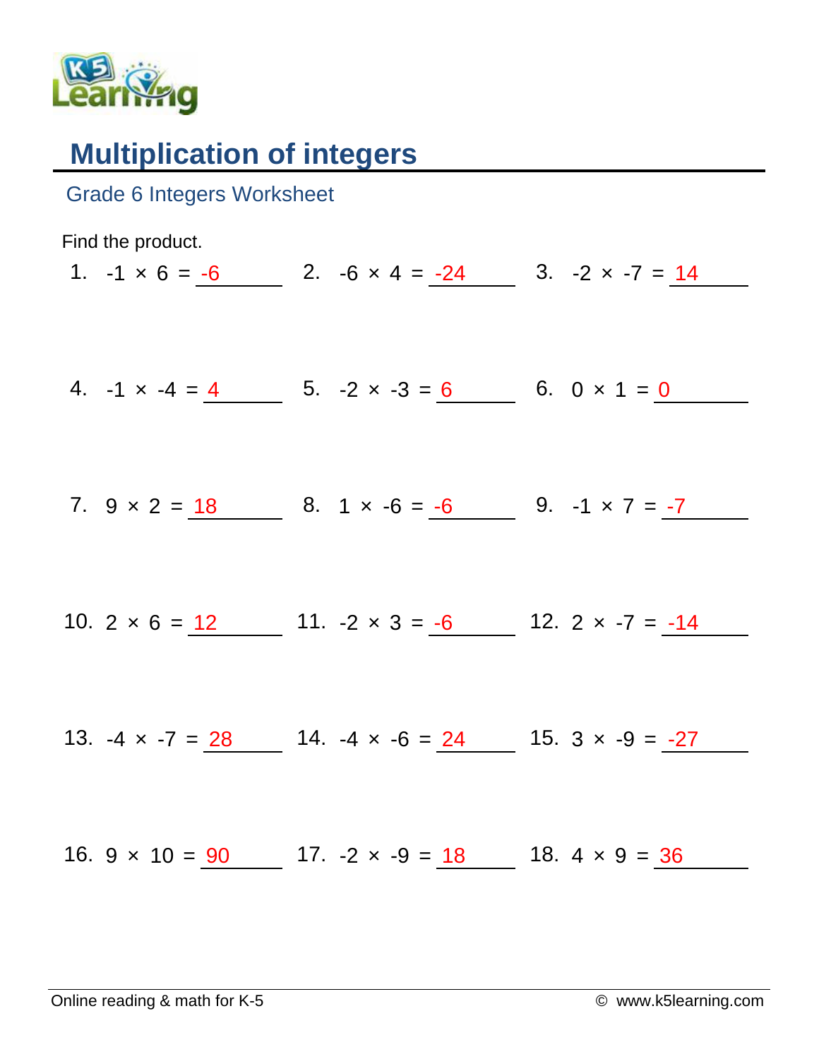# Multiplication of integers

## Grade 6 Integers Worksheet

Find the product.

1. $-1 \times 6 =$ -6
2. $-6 \times 4 =$ -24
3. $-2 \times -7 =$ 14
4. $-1 \times -4 =$ 4
5. $-2 \times -3 =$ 6
6. $0 \times 1 =$ 0
7. $9 \times 2 =$ 18
8. $1 \times -6 =$ -6
9. $-1 \times 7 =$ -7
10. $2 \times 6 =$ 12
11. $-2 \times 3 =$ -6
12. $2 \times -7 =$ -14
13. $-4 \times -7 =$ 28
14. $-4 \times -6 =$ 24
15. $3 \times -9 =$ -27
16. $9 \times 10 =$ 90
17. $-2 \times -9 =$ 18
18. $4 \times 9 =$ 36